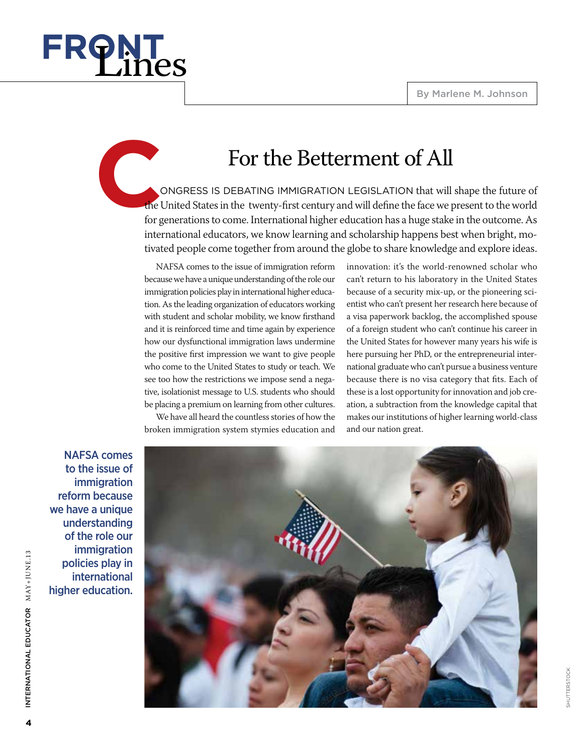# FRONT Lines

By Marlene M. Johnson

## For the Betterment of All

CONGRESS IS DEBATING IMMIGRATION LEGISLATION that will shape the future of the United States in the twenty-first century and will define the face we present to the world for generations to come. International higher education has a huge stake in the outcome. As international educators, we know learning and scholarship happens best when bright, motivated people come together from around the globe to share knowledge and explore ideas.

NAFSA comes to the issue of immigration reform because we have a unique understanding of the role our immigration policies play in international higher education. As the leading organization of educators working with student and scholar mobility, we know firsthand and it is reinforced time and time again by experience how our dysfunctional immigration laws undermine the positive first impression we want to give people who come to the United States to study or teach. We see too how the restrictions we impose send a negative, isolationist message to U.S. students who should be placing a premium on learning from other cultures.

We have all heard the countless stories of how the broken immigration system stymies education and innovation: it's the world-renowned scholar who can't return to his laboratory in the United States because of a security mix-up, or the pioneering scientist who can't present her research here because of a visa paperwork backlog, the accomplished spouse of a foreign student who can't continue his career in the United States for however many years his wife is here pursuing her PhD, or the entrepreneurial international graduate who can't pursue a business venture because there is no visa category that fits. Each of these is a lost opportunity for innovation and job creation, a subtraction from the knowledge capital that makes our institutions of higher learning world-class and our nation great.

**NAFSA comes to the issue of immigration reform because we have a unique understanding of the role our immigration policies play in international higher education.**

SHUTTERSTOCK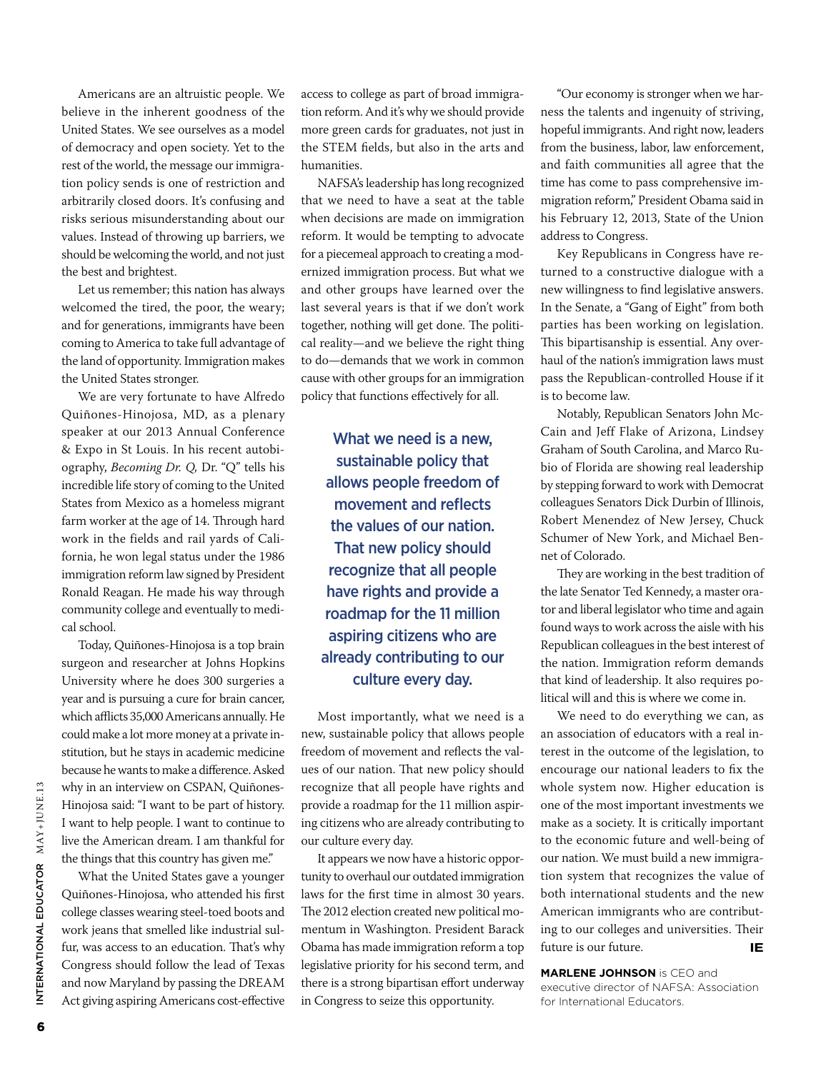Americans are an altruistic people. We believe in the inherent goodness of the United States. We see ourselves as a model of democracy and open society. Yet to the rest of the world, the message our immigration policy sends is one of restriction and arbitrarily closed doors. It's confusing and risks serious misunderstanding about our values. Instead of throwing up barriers, we should be welcoming the world, and not just the best and brightest.

Let us remember; this nation has always welcomed the tired, the poor, the weary; and for generations, immigrants have been coming to America to take full advantage of the land of opportunity. Immigration makes the United States stronger.

We are very fortunate to have Alfredo Quiñones-Hinojosa, MD, as a plenary speaker at our 2013 Annual Conference & Expo in St Louis. In his recent autobiography, *Becoming Dr. Q,* Dr. "Q" tells his incredible life story of coming to the United States from Mexico as a homeless migrant farm worker at the age of 14. Through hard work in the fields and rail yards of California, he won legal status under the 1986 immigration reform law signed by President Ronald Reagan. He made his way through community college and eventually to medical school.

Today, Quiñones-Hinojosa is a top brain surgeon and researcher at Johns Hopkins University where he does 300 surgeries a year and is pursuing a cure for brain cancer, which afflicts 35,000 Americans annually. He could make a lot more money at a private institution, but he stays in academic medicine because he wants to make a difference. Asked why in an interview on CSPAN, Quiñones-Hinojosa said: "I want to be part of history. I want to help people. I want to continue to live the American dream. I am thankful for the things that this country has given me."

What the United States gave a younger Quiñones-Hinojosa, who attended his first college classes wearing steel-toed boots and work jeans that smelled like industrial sulfur, was access to an education. That's why Congress should follow the lead of Texas and now Maryland by passing the DREAM Act giving aspiring Americans cost-effective access to college as part of broad immigration reform. And it's why we should provide more green cards for graduates, not just in the STEM fields, but also in the arts and humanities.

NAFSA's leadership has long recognized that we need to have a seat at the table when decisions are made on immigration reform. It would be tempting to advocate for a piecemeal approach to creating a modernized immigration process. But what we and other groups have learned over the last several years is that if we don't work together, nothing will get done. The political reality—and we believe the right thing to do—demands that we work in common cause with other groups for an immigration policy that functions effectively for all.

> **What we need is a new, sustainable policy that allows people freedom of movement and reflects the values of our nation. That new policy should recognize that all people have rights and provide a roadmap for the 11 million aspiring citizens who are already contributing to our culture every day.**

Most importantly, what we need is a new, sustainable policy that allows people freedom of movement and reflects the values of our nation. That new policy should recognize that all people have rights and provide a roadmap for the 11 million aspiring citizens who are already contributing to our culture every day.

It appears we now have a historic opportunity to overhaul our outdated immigration laws for the first time in almost 30 years. The 2012 election created new political momentum in Washington. President Barack Obama has made immigration reform a top legislative priority for his second term, and there is a strong bipartisan effort underway in Congress to seize this opportunity.

"Our economy is stronger when we harness the talents and ingenuity of striving, hopeful immigrants. And right now, leaders from the business, labor, law enforcement, and faith communities all agree that the time has come to pass comprehensive immigration reform," President Obama said in his February 12, 2013, State of the Union address to Congress.

Key Republicans in Congress have returned to a constructive dialogue with a new willingness to find legislative answers. In the Senate, a "Gang of Eight" from both parties has been working on legislation. This bipartisanship is essential. Any overhaul of the nation's immigration laws must pass the Republican-controlled House if it is to become law.

Notably, Republican Senators John McCain and Jeff Flake of Arizona, Lindsey Graham of South Carolina, and Marco Rubio of Florida are showing real leadership by stepping forward to work with Democrat colleagues Senators Dick Durbin of Illinois, Robert Menendez of New Jersey, Chuck Schumer of New York, and Michael Bennet of Colorado.

They are working in the best tradition of the late Senator Ted Kennedy, a master orator and liberal legislator who time and again found ways to work across the aisle with his Republican colleagues in the best interest of the nation. Immigration reform demands that kind of leadership. It also requires political will and this is where we come in.

We need to do everything we can, as an association of educators with a real interest in the outcome of the legislation, to encourage our national leaders to fix the whole system now. Higher education is one of the most important investments we make as a society. It is critically important to the economic future and well-being of our nation. We must build a new immigration system that recognizes the value of both international students and the new American immigrants who are contributing to our colleges and universities. Their future is our future. **IE**

**MARLENE JOHNSON** is CEO and executive director of NAFSA: Association for International Educators.